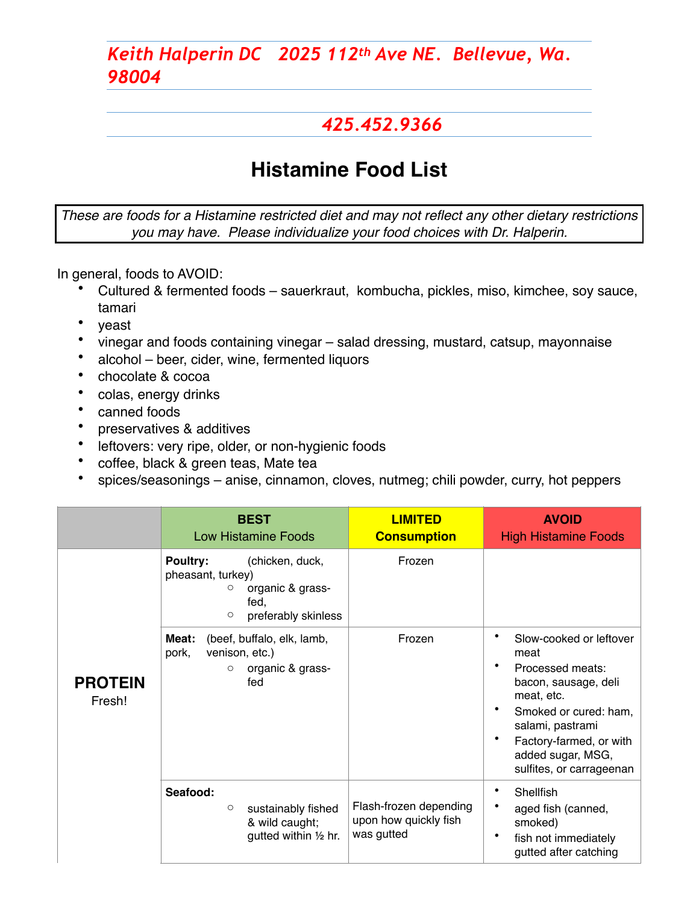*Keith Halperin DC 2025 112th Ave NE. Bellevue, Wa. 98004*

*425.452.9366*

# Histamine Food List

*These are foods for a Histamine restricted diet and may not reflect any other dietary restrictions you may have. Please individualize your food choices with Dr. Halperin.*

In general, foods to AVOID:

- Cultured & fermented foods – sauerkraut, kombucha, pickles, miso, kimchee, soy sauce, tamari
- yeast
- vinegar and foods containing vinegar – salad dressing, mustard, catsup, mayonnaise
- alcohol – beer, cider, wine, fermented liquors
- chocolate & cocoa
- colas, energy drinks
- canned foods
- preservatives & additives
- leftovers: very ripe, older, or non-hygienic foods
- coffee, black & green teas, Mate tea
- spices/seasonings – anise, cinnamon, cloves, nutmeg; chili powder, curry, hot peppers

| | **BEST** Low Histamine Foods | **LIMITED Consumption** | **AVOID** High Histamine Foods |
|---|---|---|---|
| **PROTEIN** Fresh! | **Poultry:** (chicken, duck, pheasant, turkey)<br>○ organic & grass-fed,<br>○ preferably skinless | Frozen | |
| | **Meat:** (beef, buffalo, elk, lamb, pork, venison, etc.)<br>○ organic & grass-fed | Frozen | • Slow-cooked or leftover meat<br>• Processed meats: bacon, sausage, deli meat, etc.<br>• Smoked or cured: ham, salami, pastrami<br>• Factory-farmed, or with added sugar, MSG, sulfites, or carrageenan |
| | **Seafood:**<br>○ sustainably fished & wild caught; gutted within ½ hr. | Flash-frozen depending upon how quickly fish was gutted | • Shellfish<br>• aged fish (canned, smoked)<br>• fish not immediately gutted after catching |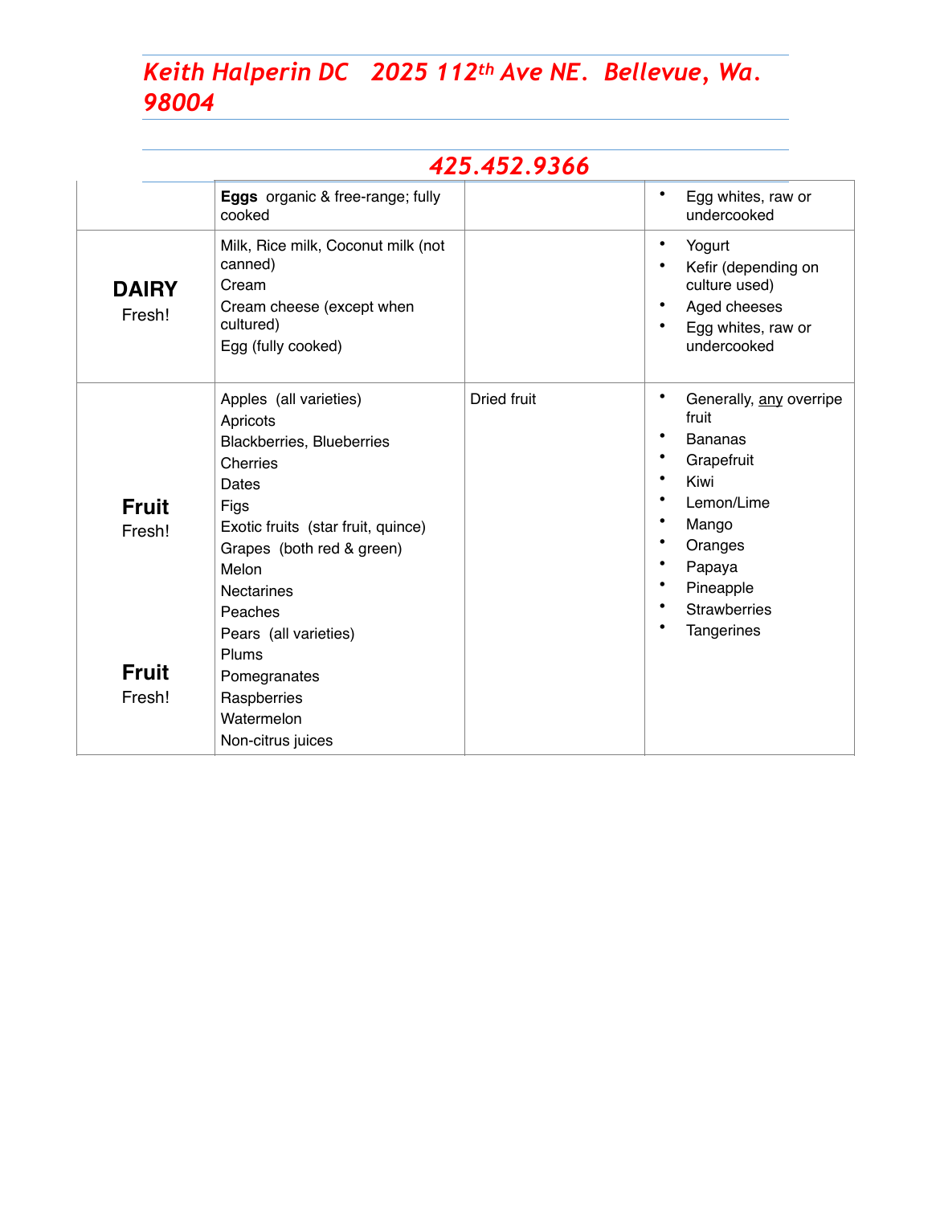*Keith Halperin DC   2025 112th Ave NE.  Bellevue, Wa. 98004*

*425.452.9366*

| | | | |
|---|---|---|---|
| | **Eggs** organic & free-range; fully cooked | | • Egg whites, raw or undercooked |
| **DAIRY** Fresh! | Milk, Rice milk, Coconut milk (not canned)<br>Cream<br>Cream cheese (except when cultured)<br>Egg (fully cooked) | | • Yogurt<br>• Kefir (depending on culture used)<br>• Aged cheeses<br>• Egg whites, raw or undercooked |
| **Fruit** Fresh!<br><br>**Fruit** Fresh! | Apples (all varieties)<br>Apricots<br>Blackberries, Blueberries<br>Cherries<br>Dates<br>Figs<br>Exotic fruits (star fruit, quince)<br>Grapes (both red & green)<br>Melon<br>Nectarines<br>Peaches<br>Pears (all varieties)<br>Plums<br>Pomegranates<br>Raspberries<br>Watermelon<br>Non-citrus juices | Dried fruit | • Generally, <u>any</u> overripe fruit<br>• Bananas<br>• Grapefruit<br>• Kiwi<br>• Lemon/Lime<br>• Mango<br>• Oranges<br>• Papaya<br>• Pineapple<br>• Strawberries<br>• Tangerines |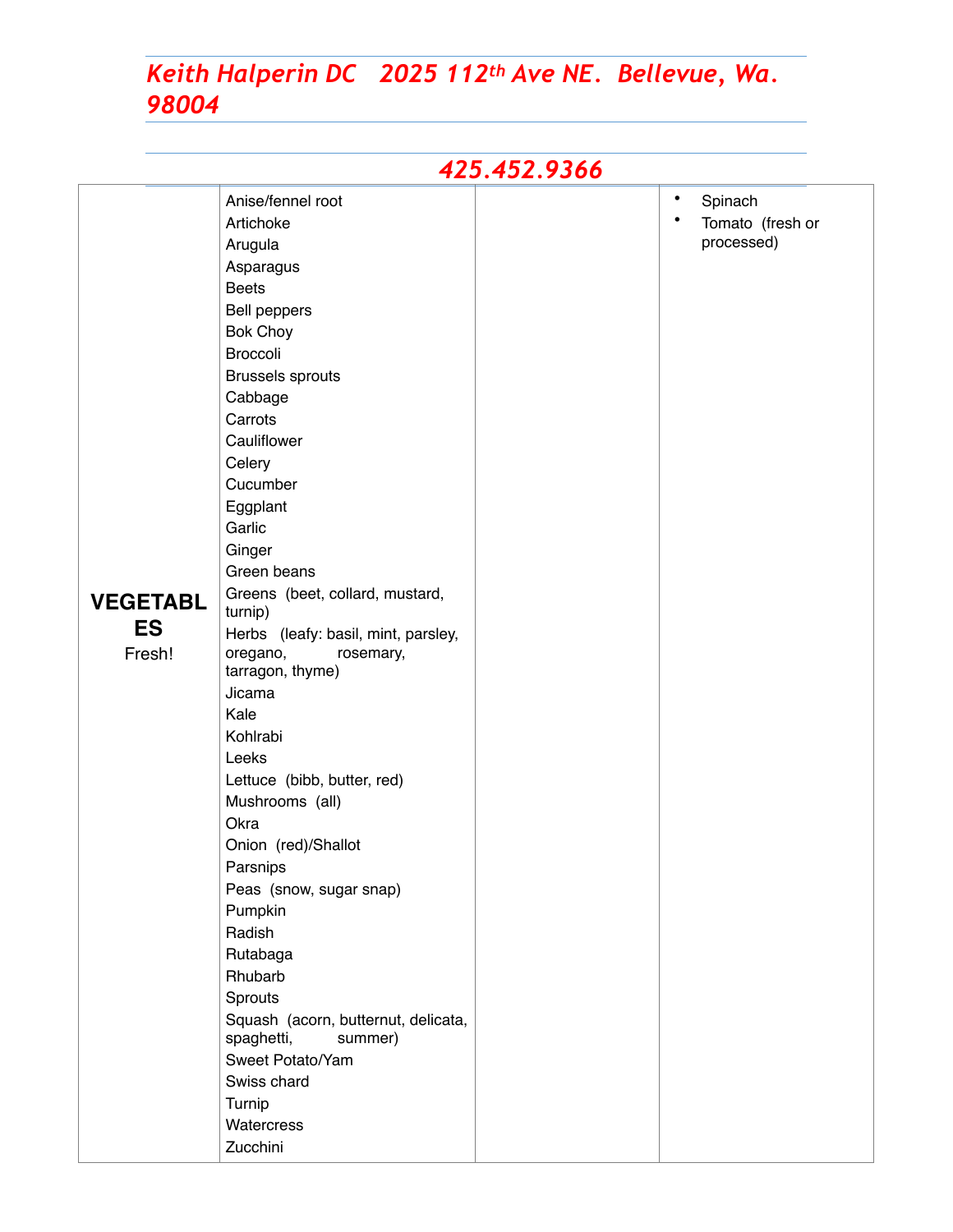*Keith Halperin DC   2025 112th Ave NE.  Bellevue, Wa. 98004*

*425.452.9366*

| | | | |
|---|---|---|---|
| **VEGETABLES** Fresh! | Anise/fennel root<br>Artichoke<br>Arugula<br>Asparagus<br>Beets<br>Bell peppers<br>Bok Choy<br>Broccoli<br>Brussels sprouts<br>Cabbage<br>Carrots<br>Cauliflower<br>Celery<br>Cucumber<br>Eggplant<br>Garlic<br>Ginger<br>Green beans<br>Greens (beet, collard, mustard, turnip)<br>Herbs (leafy: basil, mint, parsley, oregano, rosemary, tarragon, thyme)<br>Jicama<br>Kale<br>Kohlrabi<br>Leeks<br>Lettuce (bibb, butter, red)<br>Mushrooms (all)<br>Okra<br>Onion (red)/Shallot<br>Parsnips<br>Peas (snow, sugar snap)<br>Pumpkin<br>Radish<br>Rutabaga<br>Rhubarb<br>Sprouts<br>Squash (acorn, butternut, delicata, spaghetti, summer)<br>Sweet Potato/Yam<br>Swiss chard<br>Turnip<br>Watercress<br>Zucchini | | • Spinach<br>• Tomato (fresh or processed) |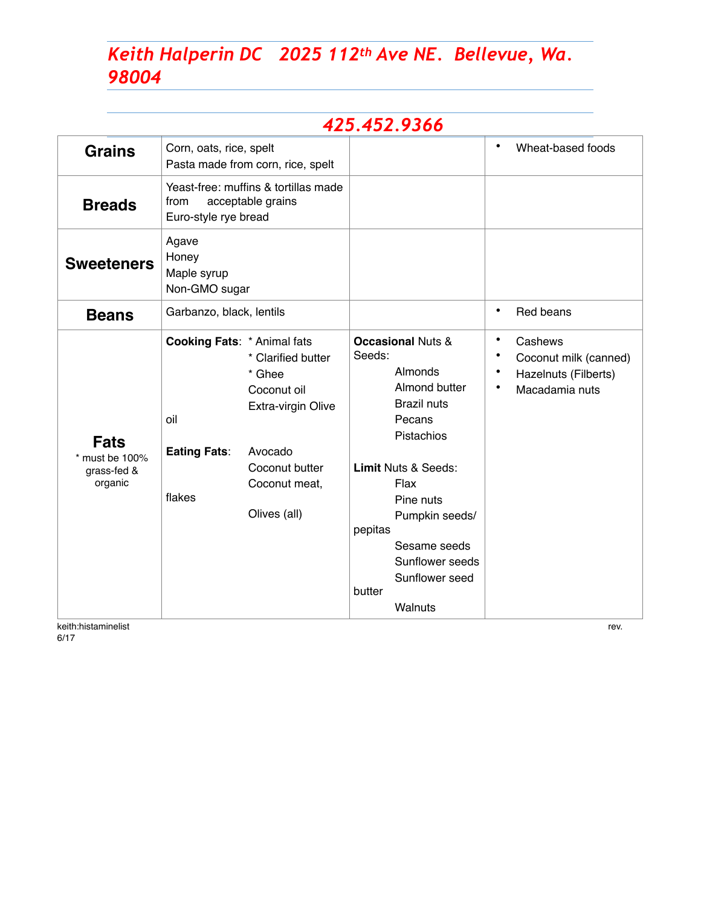| | | | |
|---|---|---|---|
| **Grains** | Corn, oats, rice, spelt<br>Pasta made from corn, rice, spelt | | • Wheat-based foods |
| **Breads** | Yeast-free: muffins & tortillas made from acceptable grains<br>Euro-style rye bread | | |
| **Sweeteners** | Agave<br>Honey<br>Maple syrup<br>Non-GMO sugar | | |
| **Beans** | Garbanzo, black, lentils | | • Red beans |
| **Fats**<br>* must be 100% grass-fed & organic | **Cooking Fats**: * Animal fats<br>* Clarified butter<br>* Ghee<br>Coconut oil<br>Extra-virgin Olive oil<br><br>**Eating Fats**: Avocado<br>Coconut butter<br>Coconut meat, flakes<br>Olives (all) | **Occasional** Nuts & Seeds:<br>Almonds<br>Almond butter<br>Brazil nuts<br>Pecans<br>Pistachios<br><br>**Limit** Nuts & Seeds:<br>Flax<br>Pine nuts<br>Pumpkin seeds/ pepitas<br>Sesame seeds<br>Sunflower seeds<br>Sunflower seed butter<br>Walnuts | • Cashews<br>• Coconut milk (canned)<br>• Hazelnuts (Filberts)<br>• Macadamia nuts |

keith:histaminelist rev. 6/17